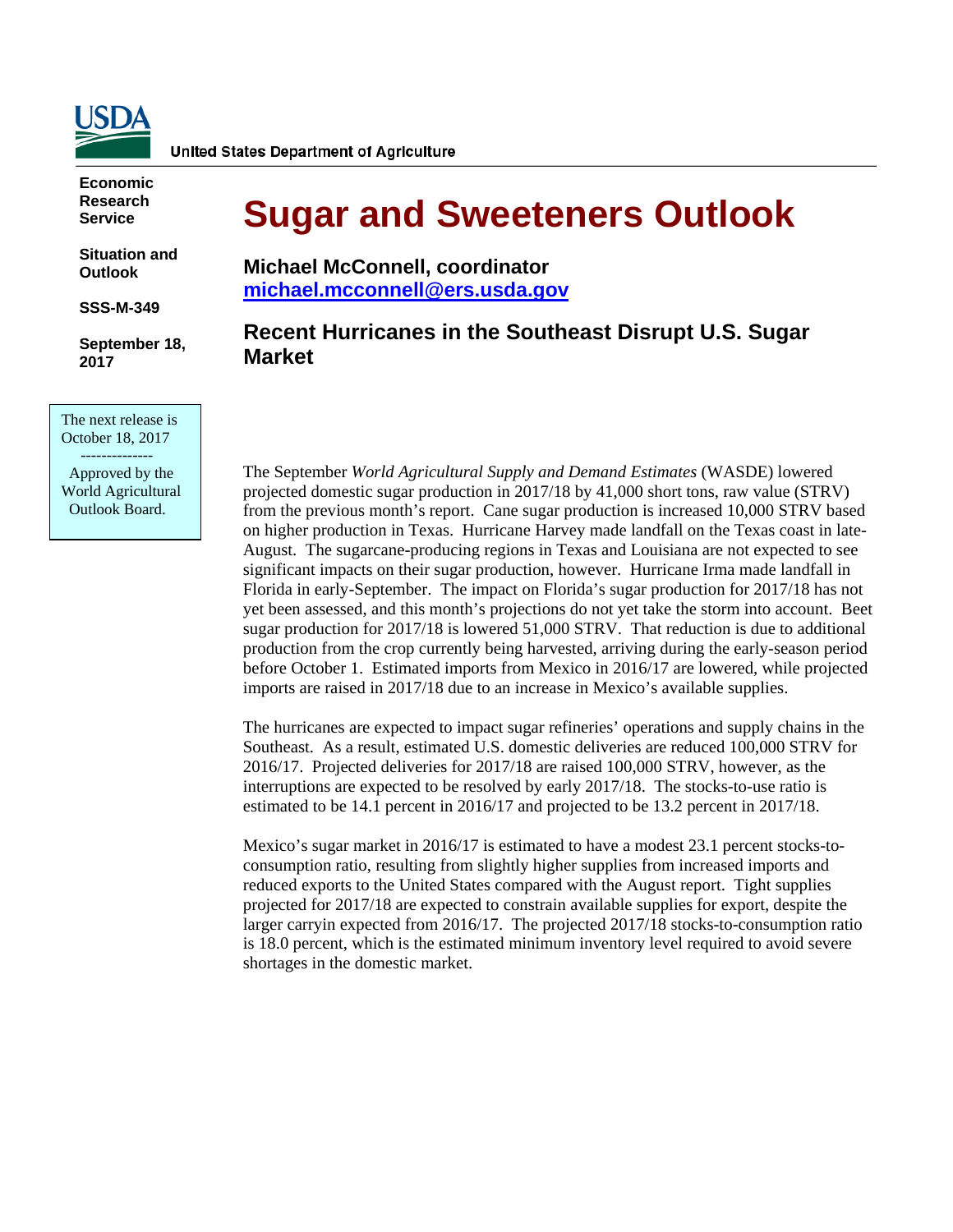United States Department of Agriculture

**Economic Research Service**

**Situation and Outlook**

**SSS-M-349**

**September 18, 2017**

The next release is October 18, 2017

--------------

Approved by the World Agricultural Outlook Board.

# Sugar and Sweeteners Outlook

**Michael McConnell, coordinator**
**michael.mcconnell@ers.usda.gov**

## Recent Hurricanes in the Southeast Disrupt U.S. Sugar Market

The September *World Agricultural Supply and Demand Estimates* (WASDE) lowered projected domestic sugar production in 2017/18 by 41,000 short tons, raw value (STRV) from the previous month's report. Cane sugar production is increased 10,000 STRV based on higher production in Texas. Hurricane Harvey made landfall on the Texas coast in late-August. The sugarcane-producing regions in Texas and Louisiana are not expected to see significant impacts on their sugar production, however. Hurricane Irma made landfall in Florida in early-September. The impact on Florida's sugar production for 2017/18 has not yet been assessed, and this month's projections do not yet take the storm into account. Beet sugar production for 2017/18 is lowered 51,000 STRV. That reduction is due to additional production from the crop currently being harvested, arriving during the early-season period before October 1. Estimated imports from Mexico in 2016/17 are lowered, while projected imports are raised in 2017/18 due to an increase in Mexico's available supplies.

The hurricanes are expected to impact sugar refineries' operations and supply chains in the Southeast. As a result, estimated U.S. domestic deliveries are reduced 100,000 STRV for 2016/17. Projected deliveries for 2017/18 are raised 100,000 STRV, however, as the interruptions are expected to be resolved by early 2017/18. The stocks-to-use ratio is estimated to be 14.1 percent in 2016/17 and projected to be 13.2 percent in 2017/18.

Mexico's sugar market in 2016/17 is estimated to have a modest 23.1 percent stocks-to-consumption ratio, resulting from slightly higher supplies from increased imports and reduced exports to the United States compared with the August report. Tight supplies projected for 2017/18 are expected to constrain available supplies for export, despite the larger carryin expected from 2016/17. The projected 2017/18 stocks-to-consumption ratio is 18.0 percent, which is the estimated minimum inventory level required to avoid severe shortages in the domestic market.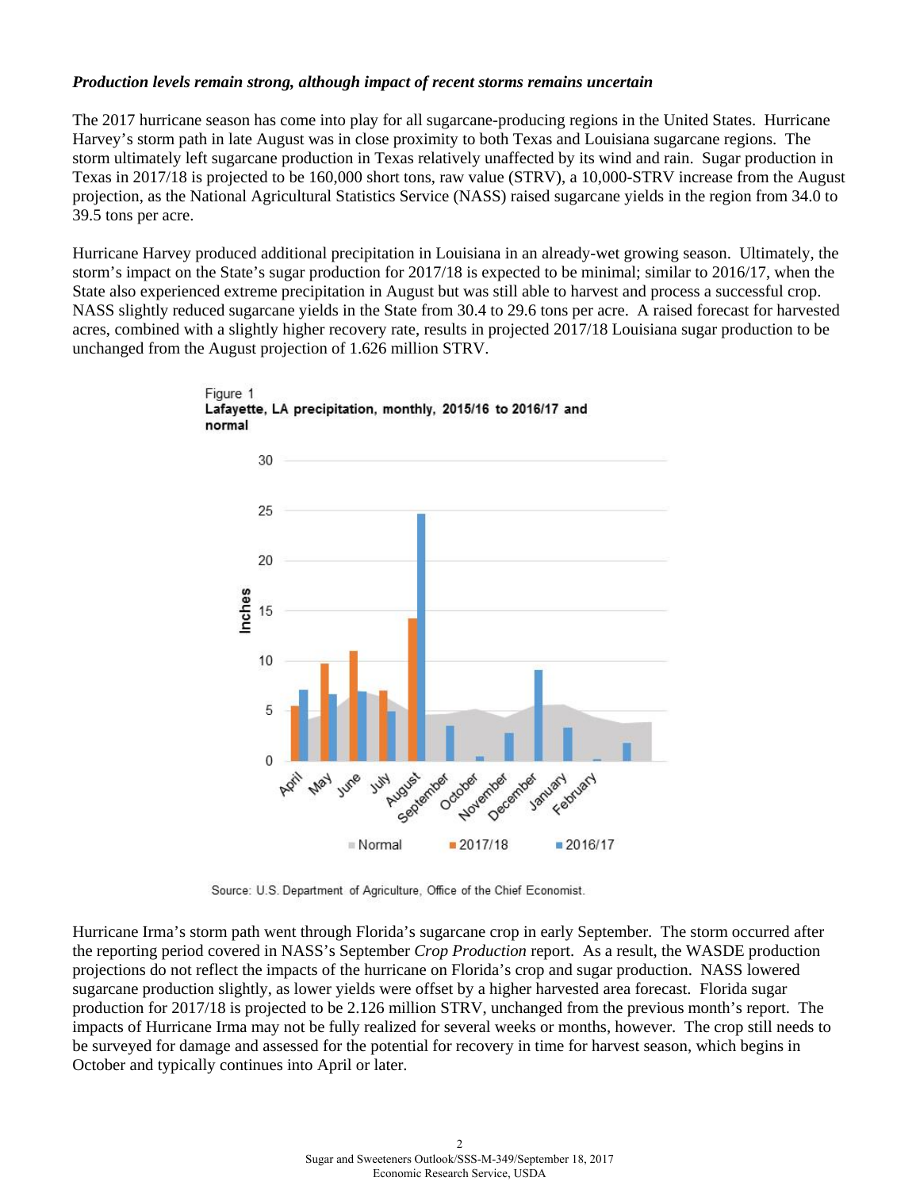***Production levels remain strong, although impact of recent storms remains uncertain***

The 2017 hurricane season has come into play for all sugarcane-producing regions in the United States. Hurricane Harvey's storm path in late August was in close proximity to both Texas and Louisiana sugarcane regions. The storm ultimately left sugarcane production in Texas relatively unaffected by its wind and rain. Sugar production in Texas in 2017/18 is projected to be 160,000 short tons, raw value (STRV), a 10,000-STRV increase from the August projection, as the National Agricultural Statistics Service (NASS) raised sugarcane yields in the region from 34.0 to 39.5 tons per acre.

Hurricane Harvey produced additional precipitation in Louisiana in an already-wet growing season. Ultimately, the storm's impact on the State's sugar production for 2017/18 is expected to be minimal; similar to 2016/17, when the State also experienced extreme precipitation in August but was still able to harvest and process a successful crop. NASS slightly reduced sugarcane yields in the State from 30.4 to 29.6 tons per acre. A raised forecast for harvested acres, combined with a slightly higher recovery rate, results in projected 2017/18 Louisiana sugar production to be unchanged from the August projection of 1.626 million STRV.

Figure 1
**Lafayette, LA precipitation, monthly, 2015/16 to 2016/17 and normal**

Source: U.S. Department of Agriculture, Office of the Chief Economist.

Hurricane Irma's storm path went through Florida's sugarcane crop in early September. The storm occurred after the reporting period covered in NASS's September *Crop Production* report. As a result, the WASDE production projections do not reflect the impacts of the hurricane on Florida's crop and sugar production. NASS lowered sugarcane production slightly, as lower yields were offset by a higher harvested area forecast. Florida sugar production for 2017/18 is projected to be 2.126 million STRV, unchanged from the previous month's report. The impacts of Hurricane Irma may not be fully realized for several weeks or months, however. The crop still needs to be surveyed for damage and assessed for the potential for recovery in time for harvest season, which begins in October and typically continues into April or later.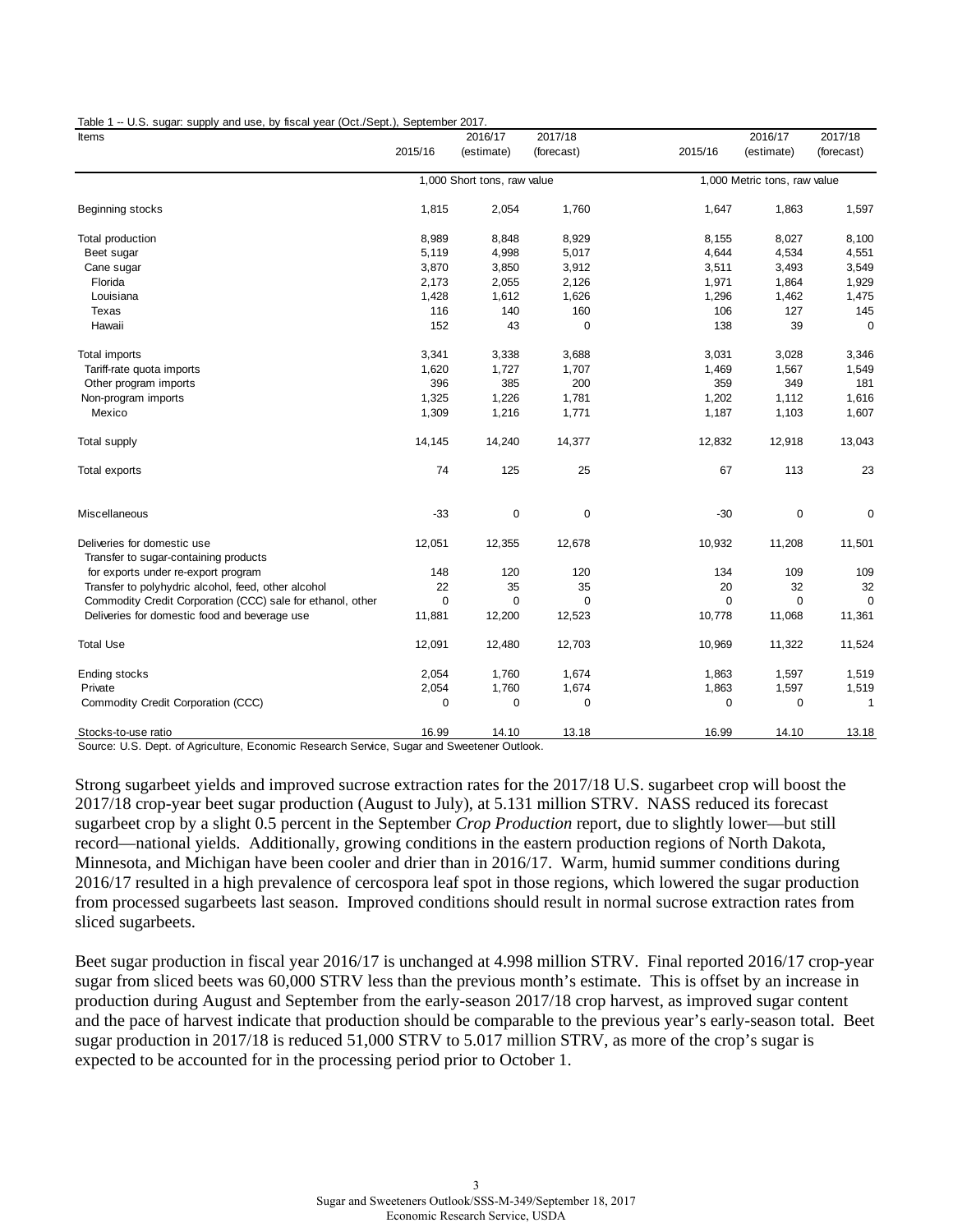Table 1 -- U.S. sugar: supply and use, by fiscal year (Oct./Sept.), September 2017.

| Items | 2015/16 | 2016/17 (estimate) | 2017/18 (forecast) | 2015/16 | 2016/17 (estimate) | 2017/18 (forecast) |
|---|---|---|---|---|---|---|
| | 1,000 Short tons, raw value | | | 1,000 Metric tons, raw value | | |
| Beginning stocks | 1,815 | 2,054 | 1,760 | 1,647 | 1,863 | 1,597 |
| Total production | 8,989 | 8,848 | 8,929 | 8,155 | 8,027 | 8,100 |
| Beet sugar | 5,119 | 4,998 | 5,017 | 4,644 | 4,534 | 4,551 |
| Cane sugar | 3,870 | 3,850 | 3,912 | 3,511 | 3,493 | 3,549 |
| Florida | 2,173 | 2,055 | 2,126 | 1,971 | 1,864 | 1,929 |
| Louisiana | 1,428 | 1,612 | 1,626 | 1,296 | 1,462 | 1,475 |
| Texas | 116 | 140 | 160 | 106 | 127 | 145 |
| Hawaii | 152 | 43 | 0 | 138 | 39 | 0 |
| Total imports | 3,341 | 3,338 | 3,688 | 3,031 | 3,028 | 3,346 |
| Tariff-rate quota imports | 1,620 | 1,727 | 1,707 | 1,469 | 1,567 | 1,549 |
| Other program imports | 396 | 385 | 200 | 359 | 349 | 181 |
| Non-program imports | 1,325 | 1,226 | 1,781 | 1,202 | 1,112 | 1,616 |
| Mexico | 1,309 | 1,216 | 1,771 | 1,187 | 1,103 | 1,607 |
| Total supply | 14,145 | 14,240 | 14,377 | 12,832 | 12,918 | 13,043 |
| Total exports | 74 | 125 | 25 | 67 | 113 | 23 |
| Miscellaneous | -33 | 0 | 0 | -30 | 0 | 0 |
| Deliveries for domestic use | 12,051 | 12,355 | 12,678 | 10,932 | 11,208 | 11,501 |
| Transfer to sugar-containing products for exports under re-export program | 148 | 120 | 120 | 134 | 109 | 109 |
| Transfer to polyhydric alcohol, feed, other alcohol | 22 | 35 | 35 | 20 | 32 | 32 |
| Commodity Credit Corporation (CCC) sale for ethanol, other | 0 | 0 | 0 | 0 | 0 | 0 |
| Deliveries for domestic food and beverage use | 11,881 | 12,200 | 12,523 | 10,778 | 11,068 | 11,361 |
| Total Use | 12,091 | 12,480 | 12,703 | 10,969 | 11,322 | 11,524 |
| Ending stocks | 2,054 | 1,760 | 1,674 | 1,863 | 1,597 | 1,519 |
| Private | 2,054 | 1,760 | 1,674 | 1,863 | 1,597 | 1,519 |
| Commodity Credit Corporation (CCC) | 0 | 0 | 0 | 0 | 0 | 1 |
| Stocks-to-use ratio | 16.99 | 14.10 | 13.18 | 16.99 | 14.10 | 13.18 |

Source: U.S. Dept. of Agriculture, Economic Research Service, Sugar and Sweetener Outlook.

Strong sugarbeet yields and improved sucrose extraction rates for the 2017/18 U.S. sugarbeet crop will boost the 2017/18 crop-year beet sugar production (August to July), at 5.131 million STRV. NASS reduced its forecast sugarbeet crop by a slight 0.5 percent in the September *Crop Production* report, due to slightly lower—but still record—national yields. Additionally, growing conditions in the eastern production regions of North Dakota, Minnesota, and Michigan have been cooler and drier than in 2016/17. Warm, humid summer conditions during 2016/17 resulted in a high prevalence of cercospora leaf spot in those regions, which lowered the sugar production from processed sugarbeets last season. Improved conditions should result in normal sucrose extraction rates from sliced sugarbeets.

Beet sugar production in fiscal year 2016/17 is unchanged at 4.998 million STRV. Final reported 2016/17 crop-year sugar from sliced beets was 60,000 STRV less than the previous month's estimate. This is offset by an increase in production during August and September from the early-season 2017/18 crop harvest, as improved sugar content and the pace of harvest indicate that production should be comparable to the previous year's early-season total. Beet sugar production in 2017/18 is reduced 51,000 STRV to 5.017 million STRV, as more of the crop's sugar is expected to be accounted for in the processing period prior to October 1.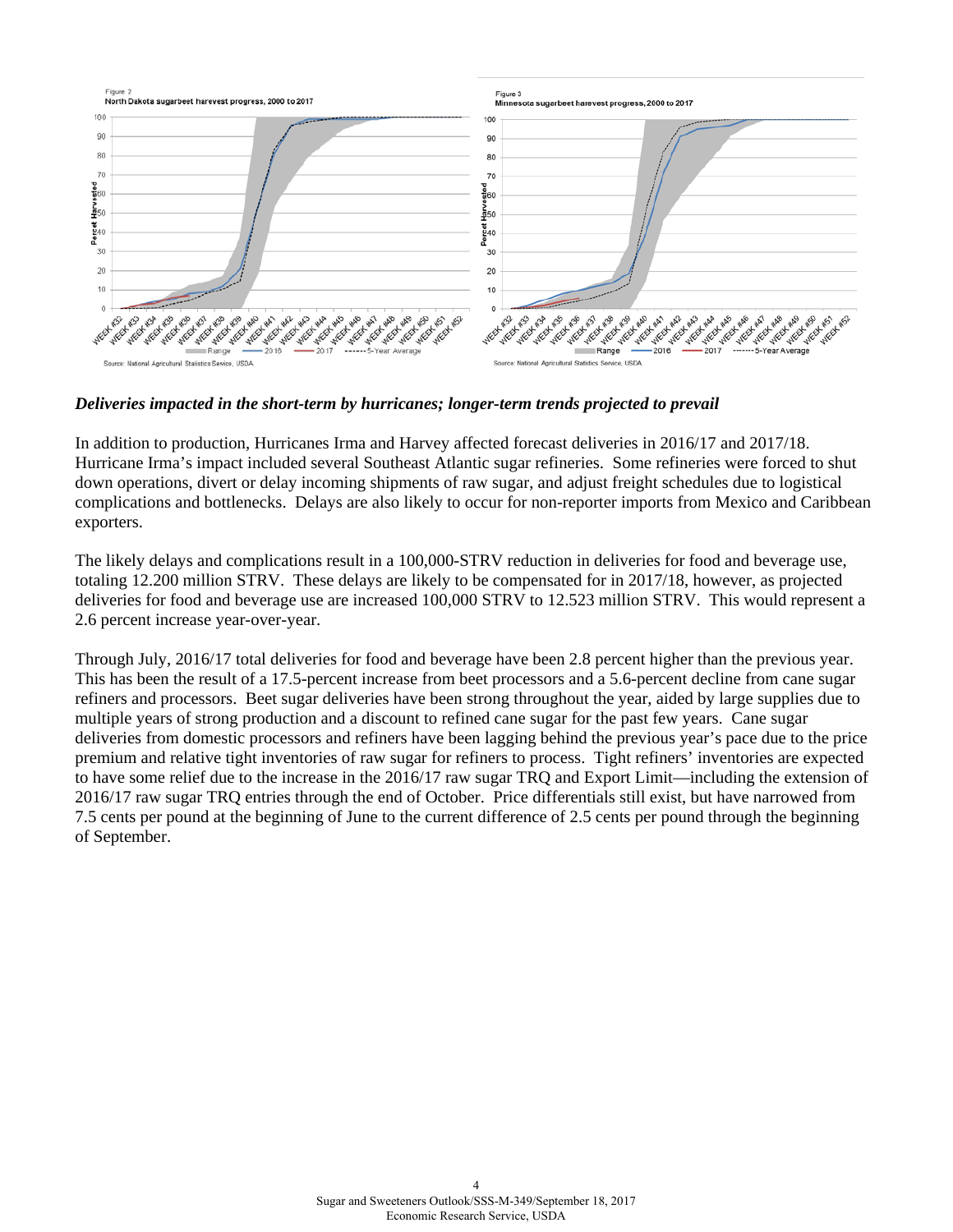Figure 2
North Dakota sugarbeet harvest progress, 2000 to 2017

Source: National Agricultural Statistics Service, USDA

Figure 3
Minnesota sugarbeet harvest progress, 2000 to 2017

Source: National Agricultural Statistics Service, USDA

### *Deliveries impacted in the short-term by hurricanes; longer-term trends projected to prevail*

In addition to production, Hurricanes Irma and Harvey affected forecast deliveries in 2016/17 and 2017/18. Hurricane Irma's impact included several Southeast Atlantic sugar refineries. Some refineries were forced to shut down operations, divert or delay incoming shipments of raw sugar, and adjust freight schedules due to logistical complications and bottlenecks. Delays are also likely to occur for non-reporter imports from Mexico and Caribbean exporters.

The likely delays and complications result in a 100,000-STRV reduction in deliveries for food and beverage use, totaling 12.200 million STRV. These delays are likely to be compensated for in 2017/18, however, as projected deliveries for food and beverage use are increased 100,000 STRV to 12.523 million STRV. This would represent a 2.6 percent increase year-over-year.

Through July, 2016/17 total deliveries for food and beverage have been 2.8 percent higher than the previous year. This has been the result of a 17.5-percent increase from beet processors and a 5.6-percent decline from cane sugar refiners and processors. Beet sugar deliveries have been strong throughout the year, aided by large supplies due to multiple years of strong production and a discount to refined cane sugar for the past few years. Cane sugar deliveries from domestic processors and refiners have been lagging behind the previous year's pace due to the price premium and relative tight inventories of raw sugar for refiners to process. Tight refiners' inventories are expected to have some relief due to the increase in the 2016/17 raw sugar TRQ and Export Limit—including the extension of 2016/17 raw sugar TRQ entries through the end of October. Price differentials still exist, but have narrowed from 7.5 cents per pound at the beginning of June to the current difference of 2.5 cents per pound through the beginning of September.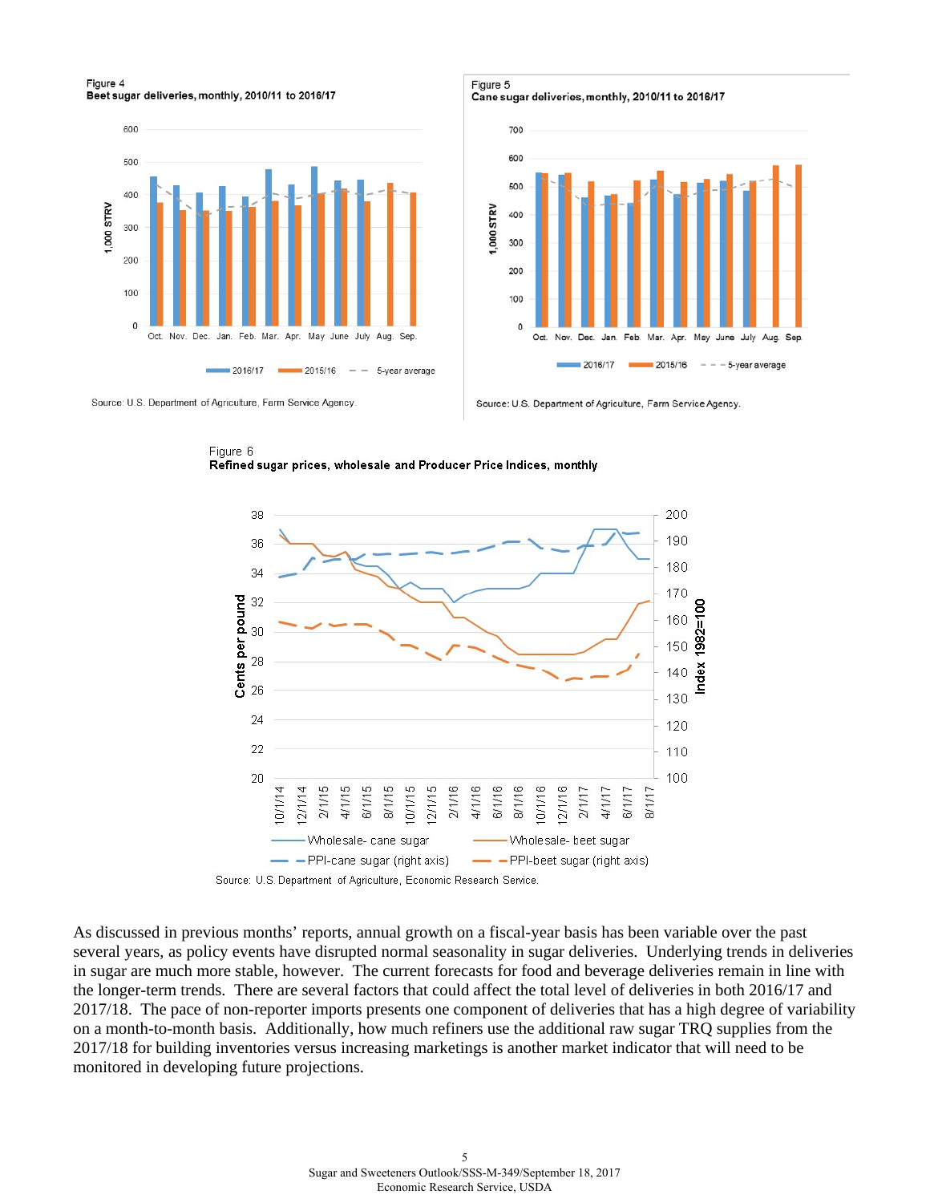Figure 4
**Beet sugar deliveries, monthly, 2010/11 to 2016/17**

Source: U.S. Department of Agriculture, Farm Service Agency.

Figure 5
**Cane sugar deliveries, monthly, 2010/11 to 2016/17**

Source: U.S. Department of Agriculture, Farm Service Agency.

Figure 6
**Refined sugar prices, wholesale and Producer Price Indices, monthly**

Source: U.S. Department of Agriculture, Economic Research Service.

As discussed in previous months' reports, annual growth on a fiscal-year basis has been variable over the past several years, as policy events have disrupted normal seasonality in sugar deliveries. Underlying trends in deliveries in sugar are much more stable, however. The current forecasts for food and beverage deliveries remain in line with the longer-term trends. There are several factors that could affect the total level of deliveries in both 2016/17 and 2017/18. The pace of non-reporter imports presents one component of deliveries that has a high degree of variability on a month-to-month basis. Additionally, how much refiners use the additional raw sugar TRQ supplies from the 2017/18 for building inventories versus increasing marketings is another market indicator that will need to be monitored in developing future projections.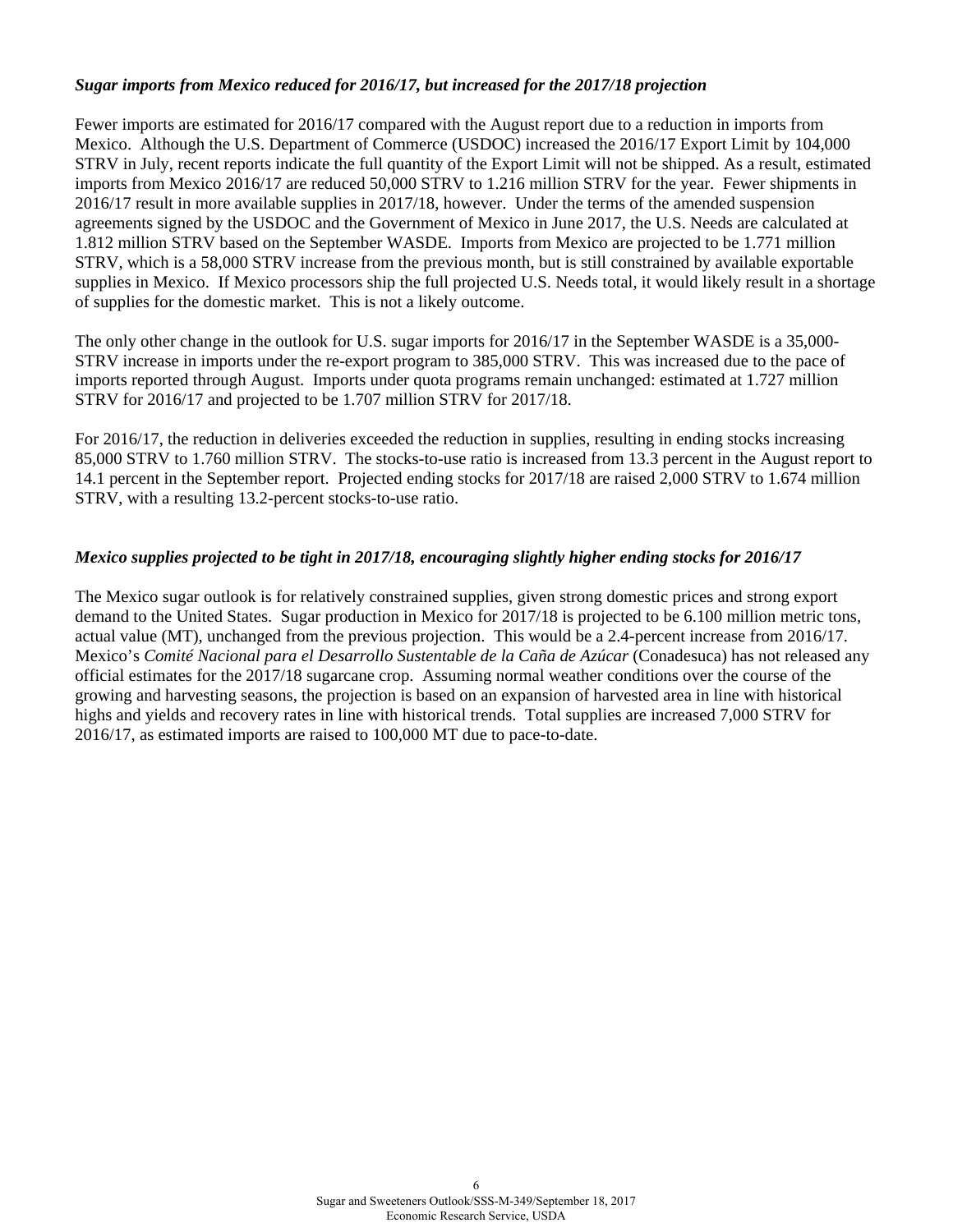***Sugar imports from Mexico reduced for 2016/17, but increased for the 2017/18 projection***

Fewer imports are estimated for 2016/17 compared with the August report due to a reduction in imports from Mexico. Although the U.S. Department of Commerce (USDOC) increased the 2016/17 Export Limit by 104,000 STRV in July, recent reports indicate the full quantity of the Export Limit will not be shipped. As a result, estimated imports from Mexico 2016/17 are reduced 50,000 STRV to 1.216 million STRV for the year. Fewer shipments in 2016/17 result in more available supplies in 2017/18, however. Under the terms of the amended suspension agreements signed by the USDOC and the Government of Mexico in June 2017, the U.S. Needs are calculated at 1.812 million STRV based on the September WASDE. Imports from Mexico are projected to be 1.771 million STRV, which is a 58,000 STRV increase from the previous month, but is still constrained by available exportable supplies in Mexico. If Mexico processors ship the full projected U.S. Needs total, it would likely result in a shortage of supplies for the domestic market. This is not a likely outcome.

The only other change in the outlook for U.S. sugar imports for 2016/17 in the September WASDE is a 35,000-STRV increase in imports under the re-export program to 385,000 STRV. This was increased due to the pace of imports reported through August. Imports under quota programs remain unchanged: estimated at 1.727 million STRV for 2016/17 and projected to be 1.707 million STRV for 2017/18.

For 2016/17, the reduction in deliveries exceeded the reduction in supplies, resulting in ending stocks increasing 85,000 STRV to 1.760 million STRV. The stocks-to-use ratio is increased from 13.3 percent in the August report to 14.1 percent in the September report. Projected ending stocks for 2017/18 are raised 2,000 STRV to 1.674 million STRV, with a resulting 13.2-percent stocks-to-use ratio.

***Mexico supplies projected to be tight in 2017/18, encouraging slightly higher ending stocks for 2016/17***

The Mexico sugar outlook is for relatively constrained supplies, given strong domestic prices and strong export demand to the United States. Sugar production in Mexico for 2017/18 is projected to be 6.100 million metric tons, actual value (MT), unchanged from the previous projection. This would be a 2.4-percent increase from 2016/17. Mexico's *Comité Nacional para el Desarrollo Sustentable de la Caña de Azúcar* (Conadesuca) has not released any official estimates for the 2017/18 sugarcane crop. Assuming normal weather conditions over the course of the growing and harvesting seasons, the projection is based on an expansion of harvested area in line with historical highs and yields and recovery rates in line with historical trends. Total supplies are increased 7,000 STRV for 2016/17, as estimated imports are raised to 100,000 MT due to pace-to-date.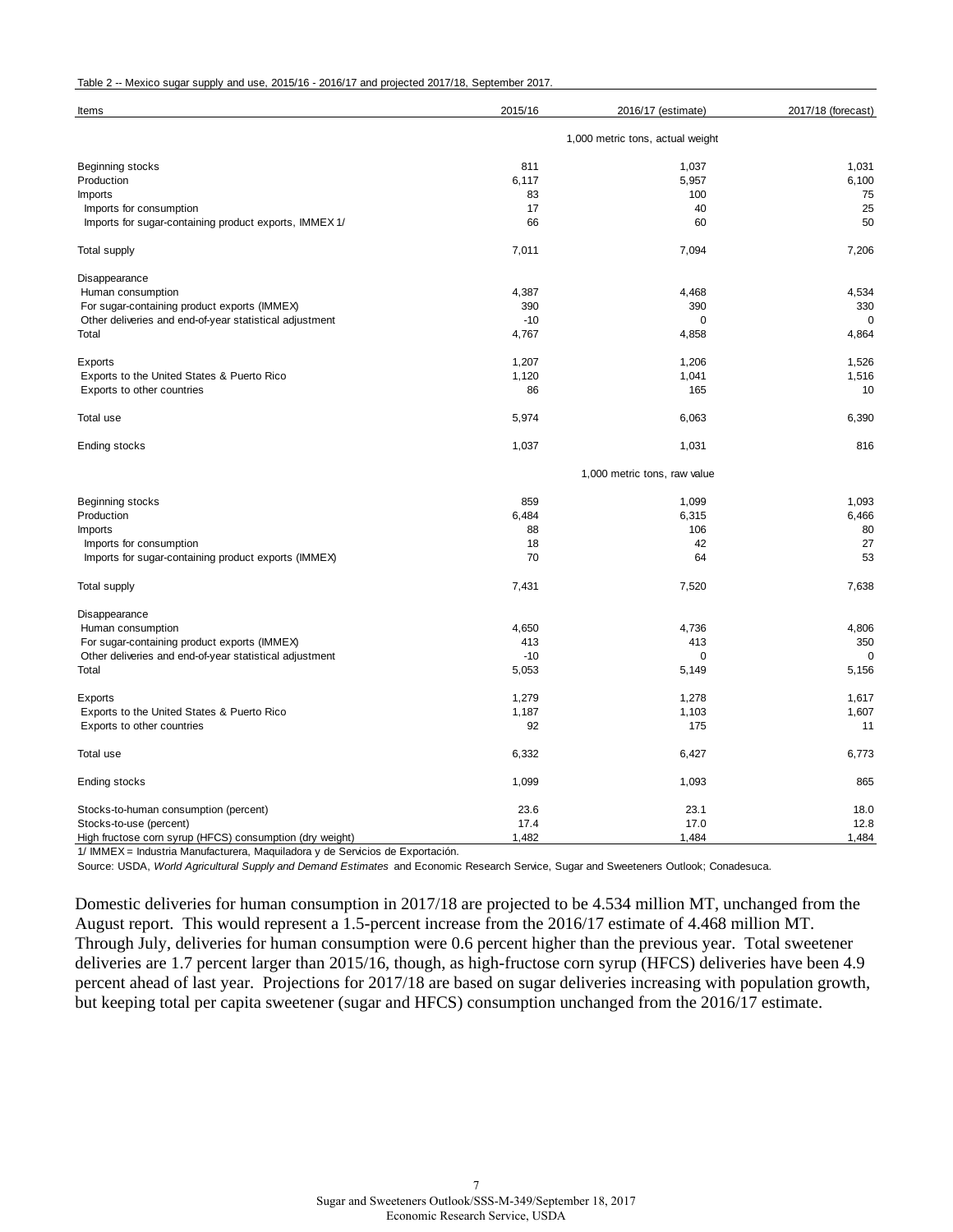Table 2 -- Mexico sugar supply and use, 2015/16 - 2016/17 and projected 2017/18, September 2017.

| Items | 2015/16 | 2016/17 (estimate) | 2017/18 (forecast) |
|---|---|---|---|
| | | 1,000 metric tons, actual weight | |
| Beginning stocks | 811 | 1,037 | 1,031 |
| Production | 6,117 | 5,957 | 6,100 |
| Imports | 83 | 100 | 75 |
| Imports for consumption | 17 | 40 | 25 |
| Imports for sugar-containing product exports, IMMEX 1/ | 66 | 60 | 50 |
| Total supply | 7,011 | 7,094 | 7,206 |
| Disappearance | | | |
| Human consumption | 4,387 | 4,468 | 4,534 |
| For sugar-containing product exports (IMMEX) | 390 | 390 | 330 |
| Other deliveries and end-of-year statistical adjustment | -10 | 0 | 0 |
| Total | 4,767 | 4,858 | 4,864 |
| Exports | 1,207 | 1,206 | 1,526 |
| Exports to the United States & Puerto Rico | 1,120 | 1,041 | 1,516 |
| Exports to other countries | 86 | 165 | 10 |
| Total use | 5,974 | 6,063 | 6,390 |
| Ending stocks | 1,037 | 1,031 | 816 |
| | | 1,000 metric tons, raw value | |
| Beginning stocks | 859 | 1,099 | 1,093 |
| Production | 6,484 | 6,315 | 6,466 |
| Imports | 88 | 106 | 80 |
| Imports for consumption | 18 | 42 | 27 |
| Imports for sugar-containing product exports (IMMEX) | 70 | 64 | 53 |
| Total supply | 7,431 | 7,520 | 7,638 |
| Disappearance | | | |
| Human consumption | 4,650 | 4,736 | 4,806 |
| For sugar-containing product exports (IMMEX) | 413 | 413 | 350 |
| Other deliveries and end-of-year statistical adjustment | -10 | 0 | 0 |
| Total | 5,053 | 5,149 | 5,156 |
| Exports | 1,279 | 1,278 | 1,617 |
| Exports to the United States & Puerto Rico | 1,187 | 1,103 | 1,607 |
| Exports to other countries | 92 | 175 | 11 |
| Total use | 6,332 | 6,427 | 6,773 |
| Ending stocks | 1,099 | 1,093 | 865 |
| Stocks-to-human consumption (percent) | 23.6 | 23.1 | 18.0 |
| Stocks-to-use (percent) | 17.4 | 17.0 | 12.8 |
| High fructose corn syrup (HFCS) consumption (dry weight) | 1,482 | 1,484 | 1,484 |

1/ IMMEX = Industria Manufacturera, Maquiladora y de Servicios de Exportación.

Source: USDA, *World Agricultural Supply and Demand Estimates* and Economic Research Service, Sugar and Sweeteners Outlook; Conadesuca.

Domestic deliveries for human consumption in 2017/18 are projected to be 4.534 million MT, unchanged from the August report. This would represent a 1.5-percent increase from the 2016/17 estimate of 4.468 million MT. Through July, deliveries for human consumption were 0.6 percent higher than the previous year. Total sweetener deliveries are 1.7 percent larger than 2015/16, though, as high-fructose corn syrup (HFCS) deliveries have been 4.9 percent ahead of last year. Projections for 2017/18 are based on sugar deliveries increasing with population growth, but keeping total per capita sweetener (sugar and HFCS) consumption unchanged from the 2016/17 estimate.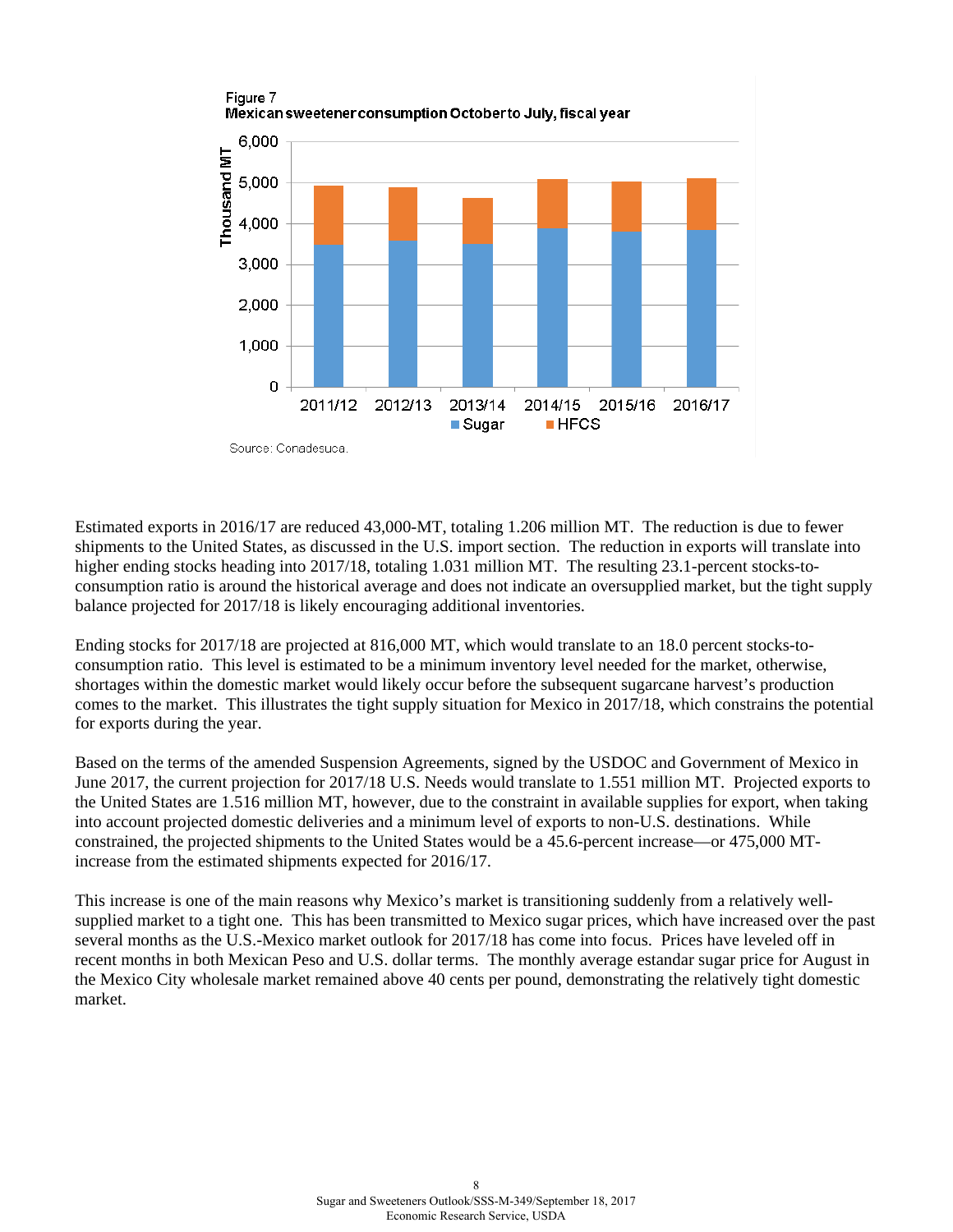Figure 7
Mexican sweetener consumption October to July, fiscal year

Source: Conadesuca.

Estimated exports in 2016/17 are reduced 43,000-MT, totaling 1.206 million MT. The reduction is due to fewer shipments to the United States, as discussed in the U.S. import section. The reduction in exports will translate into higher ending stocks heading into 2017/18, totaling 1.031 million MT. The resulting 23.1-percent stocks-to-consumption ratio is around the historical average and does not indicate an oversupplied market, but the tight supply balance projected for 2017/18 is likely encouraging additional inventories.

Ending stocks for 2017/18 are projected at 816,000 MT, which would translate to an 18.0 percent stocks-to-consumption ratio. This level is estimated to be a minimum inventory level needed for the market, otherwise, shortages within the domestic market would likely occur before the subsequent sugarcane harvest's production comes to the market. This illustrates the tight supply situation for Mexico in 2017/18, which constrains the potential for exports during the year.

Based on the terms of the amended Suspension Agreements, signed by the USDOC and Government of Mexico in June 2017, the current projection for 2017/18 U.S. Needs would translate to 1.551 million MT. Projected exports to the United States are 1.516 million MT, however, due to the constraint in available supplies for export, when taking into account projected domestic deliveries and a minimum level of exports to non-U.S. destinations. While constrained, the projected shipments to the United States would be a 45.6-percent increase—or 475,000 MT-increase from the estimated shipments expected for 2016/17.

This increase is one of the main reasons why Mexico's market is transitioning suddenly from a relatively well-supplied market to a tight one. This has been transmitted to Mexico sugar prices, which have increased over the past several months as the U.S.-Mexico market outlook for 2017/18 has come into focus. Prices have leveled off in recent months in both Mexican Peso and U.S. dollar terms. The monthly average estandar sugar price for August in the Mexico City wholesale market remained above 40 cents per pound, demonstrating the relatively tight domestic market.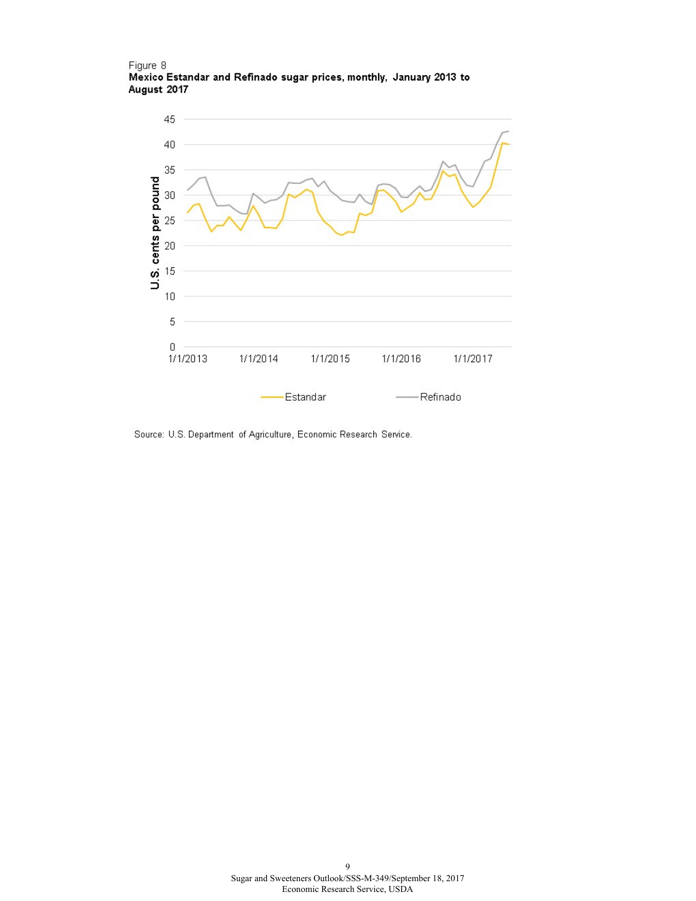Figure 8

**Mexico Estandar and Refinado sugar prices, monthly, January 2013 to August 2017**

Source: U.S. Department of Agriculture, Economic Research Service.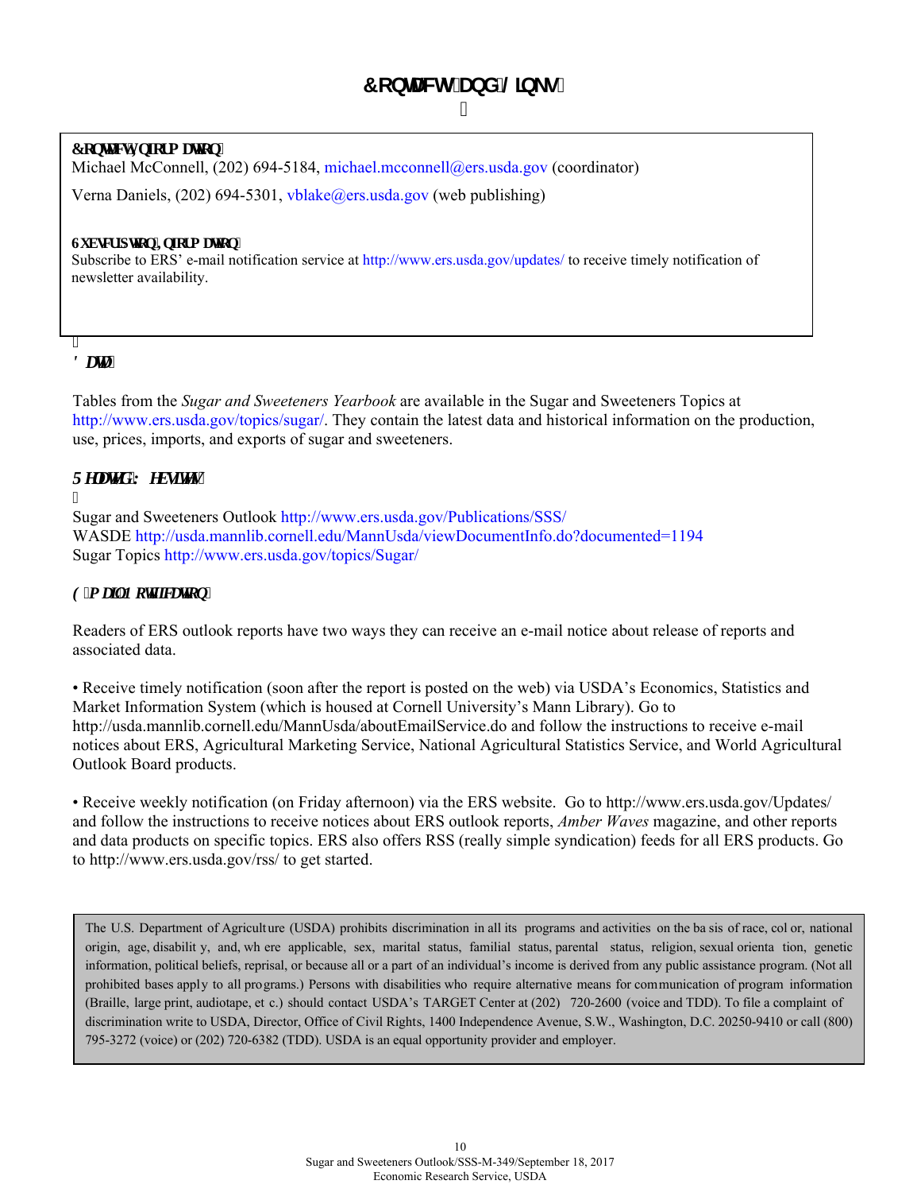# Contact and Links

**Contact Information**

Michael McConnell, (202) 694-5184, michael.mcconnell@ers.usda.gov (coordinator)

Verna Daniels, (202) 694-5301, vblake@ers.usda.gov (web publishing)

**Subscription Information**

Subscribe to ERS' e-mail notification service at http://www.ers.usda.gov/updates/ to receive timely notification of newsletter availability.

**Data**

Tables from the *Sugar and Sweeteners Yearbook* are available in the Sugar and Sweeteners Topics at http://www.ers.usda.gov/topics/sugar/. They contain the latest data and historical information on the production, use, prices, imports, and exports of sugar and sweeteners.

**Related Websites**

Sugar and Sweeteners Outlook http://www.ers.usda.gov/Publications/SSS/
WASDE http://usda.mannlib.cornell.edu/MannUsda/viewDocumentInfo.do?documented=1194
Sugar Topics http://www.ers.usda.gov/topics/Sugar/

**E-mail Notification**

Readers of ERS outlook reports have two ways they can receive an e-mail notice about release of reports and associated data.

• Receive timely notification (soon after the report is posted on the web) via USDA's Economics, Statistics and Market Information System (which is housed at Cornell University's Mann Library). Go to http://usda.mannlib.cornell.edu/MannUsda/aboutEmailService.do and follow the instructions to receive e-mail notices about ERS, Agricultural Marketing Service, National Agricultural Statistics Service, and World Agricultural Outlook Board products.

• Receive weekly notification (on Friday afternoon) via the ERS website. Go to http://www.ers.usda.gov/Updates/ and follow the instructions to receive notices about ERS outlook reports, *Amber Waves* magazine, and other reports and data products on specific topics. ERS also offers RSS (really simple syndication) feeds for all ERS products. Go to http://www.ers.usda.gov/rss/ to get started.

The U.S. Department of Agriculture (USDA) prohibits discrimination in all its programs and activities on the basis of race, color, national origin, age, disability, and, where applicable, sex, marital status, familial status, parental status, religion, sexual orientation, genetic information, political beliefs, reprisal, or because all or a part of an individual's income is derived from any public assistance program. (Not all prohibited bases apply to all programs.) Persons with disabilities who require alternative means for communication of program information (Braille, large print, audiotape, etc.) should contact USDA's TARGET Center at (202) 720-2600 (voice and TDD). To file a complaint of discrimination write to USDA, Director, Office of Civil Rights, 1400 Independence Avenue, S.W., Washington, D.C. 20250-9410 or call (800) 795-3272 (voice) or (202) 720-6382 (TDD). USDA is an equal opportunity provider and employer.